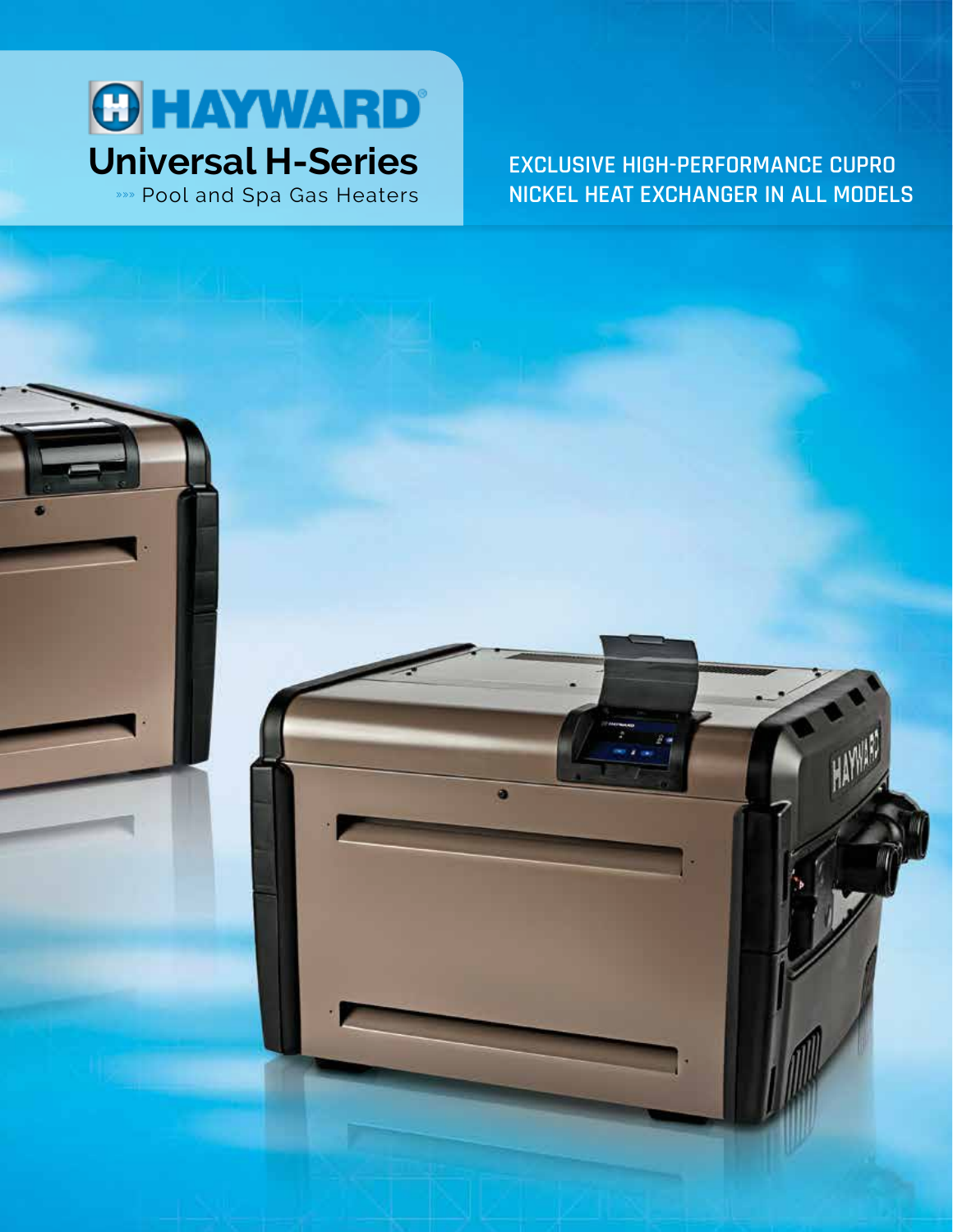# HAYWARD

## Universal H-Series

»»» Pool and Spa Gas Heaters

EXCLUSIVE HIGH-PERFORMANCE CUPRO NICKEL HEAT EXCHANGER IN ALL MODELS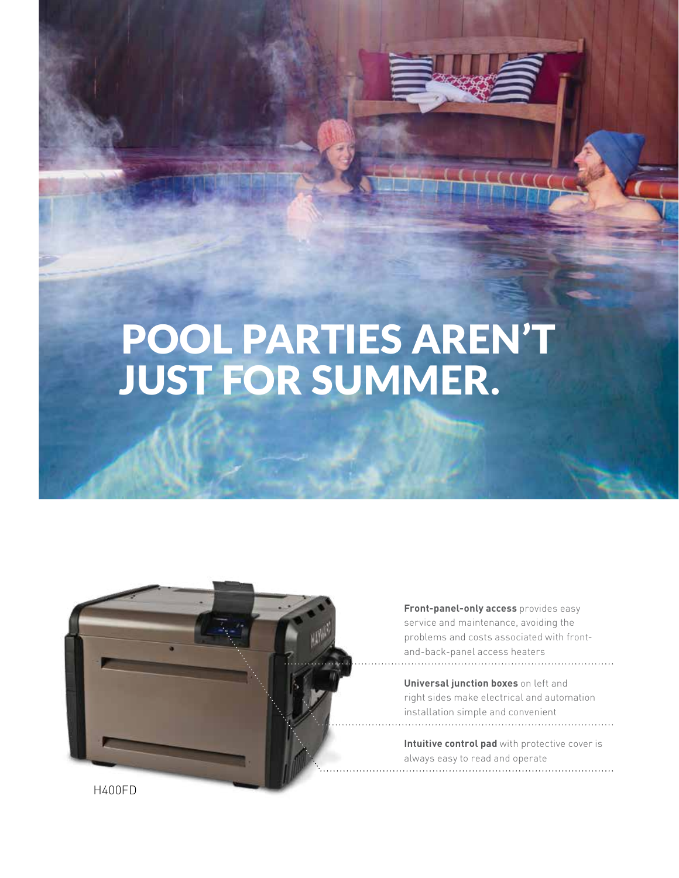# POOL PARTIES AREN'T JUST FOR SUMMER.

**Front-panel-only access** provides easy service and maintenance, avoiding the problems and costs associated with front-and-back-panel access heaters

**Universal junction boxes** on left and right sides make electrical and automation installation simple and convenient

**Intuitive control pad** with protective cover is always easy to read and operate

H400FD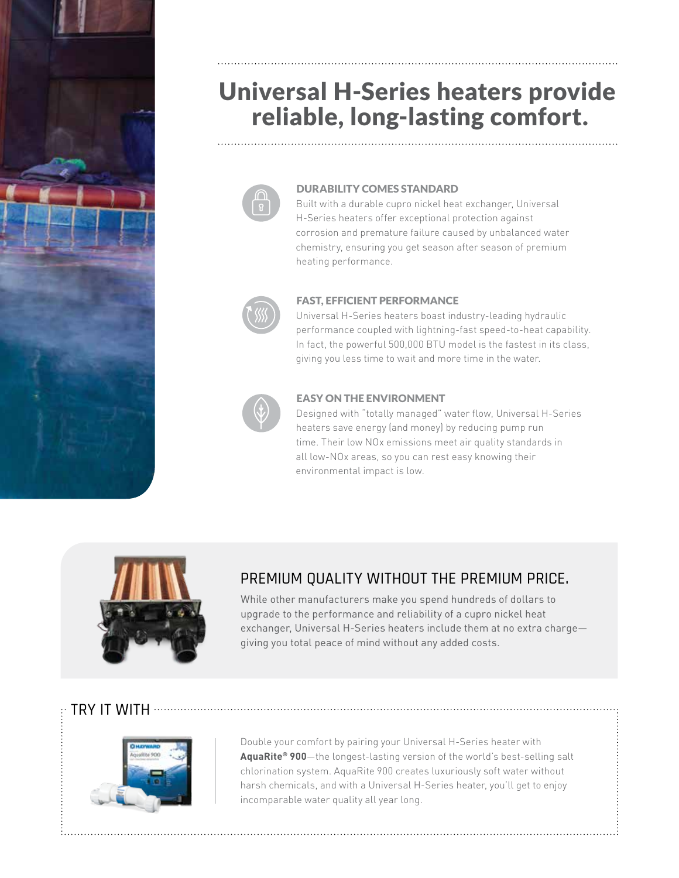# Universal H-Series heaters provide reliable, long-lasting comfort.

### DURABILITY COMES STANDARD

Built with a durable cupro nickel heat exchanger, Universal H-Series heaters offer exceptional protection against corrosion and premature failure caused by unbalanced water chemistry, ensuring you get season after season of premium heating performance.

### FAST, EFFICIENT PERFORMANCE

Universal H-Series heaters boast industry-leading hydraulic performance coupled with lightning-fast speed-to-heat capability. In fact, the powerful 500,000 BTU model is the fastest in its class, giving you less time to wait and more time in the water.

### EASY ON THE ENVIRONMENT

Designed with "totally managed" water flow, Universal H-Series heaters save energy (and money) by reducing pump run time. Their low NOx emissions meet air quality standards in all low-NOx areas, so you can rest easy knowing their environmental impact is low.

## PREMIUM QUALITY WITHOUT THE PREMIUM PRICE.

While other manufacturers make you spend hundreds of dollars to upgrade to the performance and reliability of a cupro nickel heat exchanger, Universal H-Series heaters include them at no extra charge—giving you total peace of mind without any added costs.

## TRY IT WITH

Double your comfort by pairing your Universal H-Series heater with **AquaRite® 900**—the longest-lasting version of the world's best-selling salt chlorination system. AquaRite 900 creates luxuriously soft water without harsh chemicals, and with a Universal H-Series heater, you'll get to enjoy incomparable water quality all year long.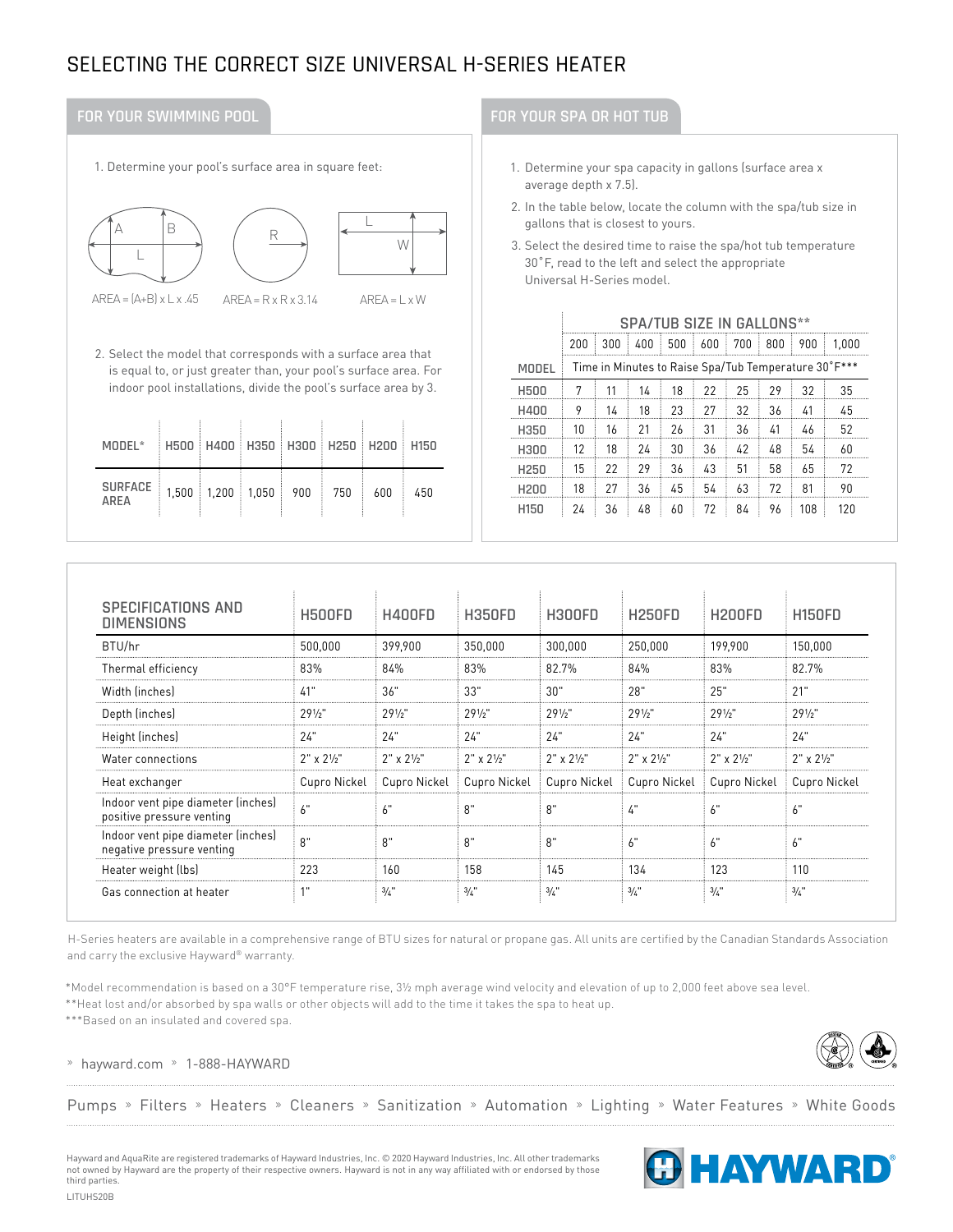# SELECTING THE CORRECT SIZE UNIVERSAL H-SERIES HEATER

## FOR YOUR SWIMMING POOL

1. Determine your pool's surface area in square feet:

A
B
L
R
L
W

AREA = (A+B) x L x .45

AREA = R x R x 3.14

AREA = L x W

2. Select the model that corresponds with a surface area that is equal to, or just greater than, your pool's surface area. For indoor pool installations, divide the pool's surface area by 3.

| MODEL* | H500 | H400 | H350 | H300 | H250 | H200 | H150 |
|---|---|---|---|---|---|---|---|
| SURFACE AREA | 1,500 | 1,200 | 1,050 | 900 | 750 | 600 | 450 |

## FOR YOUR SPA OR HOT TUB

1. Determine your spa capacity in gallons (surface area x average depth x 7.5).
2. In the table below, locate the column with the spa/tub size in gallons that is closest to yours.
3. Select the desired time to raise the spa/hot tub temperature 30˚F, read to the left and select the appropriate Universal H-Series model.

| | SPA/TUB SIZE IN GALLONS** | | | | | | | | |
|---|---|---|---|---|---|---|---|---|---|
| | 200 | 300 | 400 | 500 | 600 | 700 | 800 | 900 | 1,000 |
| MODEL | Time in Minutes to Raise Spa/Tub Temperature 30˚F*** | | | | | | | | |
| H500 | 7 | 11 | 14 | 18 | 22 | 25 | 29 | 32 | 35 |
| H400 | 9 | 14 | 18 | 23 | 27 | 32 | 36 | 41 | 45 |
| H350 | 10 | 16 | 21 | 26 | 31 | 36 | 41 | 46 | 52 |
| H300 | 12 | 18 | 24 | 30 | 36 | 42 | 48 | 54 | 60 |
| H250 | 15 | 22 | 29 | 36 | 43 | 51 | 58 | 65 | 72 |
| H200 | 18 | 27 | 36 | 45 | 54 | 63 | 72 | 81 | 90 |
| H150 | 24 | 36 | 48 | 60 | 72 | 84 | 96 | 108 | 120 |

| SPECIFICATIONS AND DIMENSIONS | H500FD | H400FD | H350FD | H300FD | H250FD | H200FD | H150FD |
|---|---|---|---|---|---|---|---|
| BTU/hr | 500,000 | 399,900 | 350,000 | 300,000 | 250,000 | 199,900 | 150,000 |
| Thermal efficiency | 83% | 84% | 83% | 82.7% | 84% | 83% | 82.7% |
| Width (inches) | 41" | 36" | 33" | 30" | 28" | 25" | 21" |
| Depth (inches) | 29½" | 29½" | 29½" | 29½" | 29½" | 29½" | 29½" |
| Height (inches) | 24" | 24" | 24" | 24" | 24" | 24" | 24" |
| Water connections | 2" x 2½" | 2" x 2½" | 2" x 2½" | 2" x 2½" | 2" x 2½" | 2" x 2½" | 2" x 2½" |
| Heat exchanger | Cupro Nickel | Cupro Nickel | Cupro Nickel | Cupro Nickel | Cupro Nickel | Cupro Nickel | Cupro Nickel |
| Indoor vent pipe diameter (inches) positive pressure venting | 6" | 6" | 8" | 8" | 4" | 6" | 6" |
| Indoor vent pipe diameter (inches) negative pressure venting | 8" | 8" | 8" | 8" | 6" | 6" | 6" |
| Heater weight (lbs) | 223 | 160 | 158 | 145 | 134 | 123 | 110 |
| Gas connection at heater | 1" | ¾" | ¾" | ¾" | ¾" | ¾" | ¾" |

H-Series heaters are available in a comprehensive range of BTU sizes for natural or propane gas. All units are certified by the Canadian Standards Association and carry the exclusive Hayward® warranty.

*Model recommendation is based on a 30°F temperature rise, 3½ mph average wind velocity and elevation of up to 2,000 feet above sea level.
**Heat lost and/or absorbed by spa walls or other objects will add to the time it takes the spa to heat up.
***Based on an insulated and covered spa.

» hayward.com » 1-888-HAYWARD

Pumps » Filters » Heaters » Cleaners » Sanitization » Automation » Lighting » Water Features » White Goods

Hayward and AquaRite are registered trademarks of Hayward Industries, Inc. © 2020 Hayward Industries, Inc. All other trademarks not owned by Hayward are the property of their respective owners. Hayward is not in any way affiliated with or endorsed by those third parties.

LITUHS20B

HAYWARD®